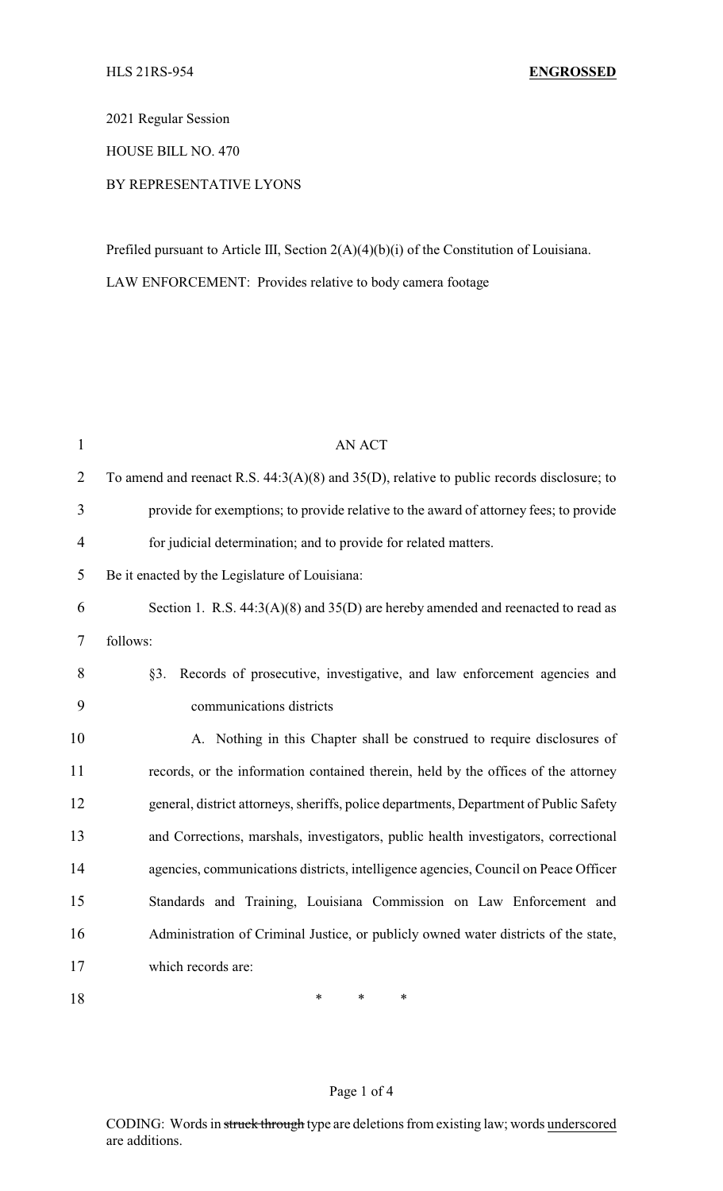HLS 21RS-954 **ENGROSSED**

2021 Regular Session

HOUSE BILL NO. 470

BY REPRESENTATIVE LYONS

Prefiled pursuant to Article III, Section 2(A)(4)(b)(i) of the Constitution of Louisiana.

LAW ENFORCEMENT: Provides relative to body camera footage

AN ACT

To amend and reenact R.S. 44:3(A)(8) and 35(D), relative to public records disclosure; to provide for exemptions; to provide relative to the award of attorney fees; to provide for judicial determination; and to provide for related matters.

Be it enacted by the Legislature of Louisiana:

Section 1. R.S. 44:3(A)(8) and 35(D) are hereby amended and reenacted to read as follows:

§3. Records of prosecutive, investigative, and law enforcement agencies and communications districts

A. Nothing in this Chapter shall be construed to require disclosures of records, or the information contained therein, held by the offices of the attorney general, district attorneys, sheriffs, police departments, Department of Public Safety and Corrections, marshals, investigators, public health investigators, correctional agencies, communications districts, intelligence agencies, Council on Peace Officer Standards and Training, Louisiana Commission on Law Enforcement and Administration of Criminal Justice, or publicly owned water districts of the state, which records are:

\* \* \*

CODING: Words in ~~struck through~~ type are deletions from existing law; words underscored are additions.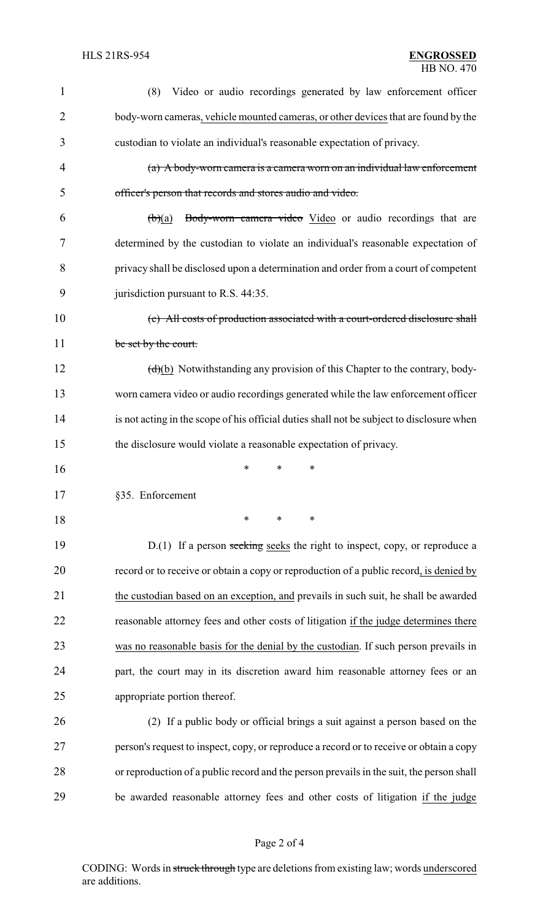(8) Video or audio recordings generated by law enforcement officer body-worn cameras, vehicle mounted cameras, or other devices that are found by the custodian to violate an individual's reasonable expectation of privacy.

~~(a) A body-worn camera is a camera worn on an individual law enforcement officer's person that records and stores audio and video.~~

~~(b)~~(a) ~~Body-worn camera video~~ Video or audio recordings that are determined by the custodian to violate an individual's reasonable expectation of privacy shall be disclosed upon a determination and order from a court of competent jurisdiction pursuant to R.S. 44:35.

~~(c) All costs of production associated with a court-ordered disclosure shall be set by the court.~~

~~(d)~~(b) Notwithstanding any provision of this Chapter to the contrary, body-worn camera video or audio recordings generated while the law enforcement officer is not acting in the scope of his official duties shall not be subject to disclosure when the disclosure would violate a reasonable expectation of privacy.

\* \* \*

§35. Enforcement

\* \* \*

D.(1) If a person ~~seeking~~ seeks the right to inspect, copy, or reproduce a record or to receive or obtain a copy or reproduction of a public record, is denied by the custodian based on an exception, and prevails in such suit, he shall be awarded reasonable attorney fees and other costs of litigation if the judge determines there was no reasonable basis for the denial by the custodian. If such person prevails in part, the court may in its discretion award him reasonable attorney fees or an appropriate portion thereof.

(2) If a public body or official brings a suit against a person based on the person's request to inspect, copy, or reproduce a record or to receive or obtain a copy or reproduction of a public record and the person prevails in the suit, the person shall be awarded reasonable attorney fees and other costs of litigation if the judge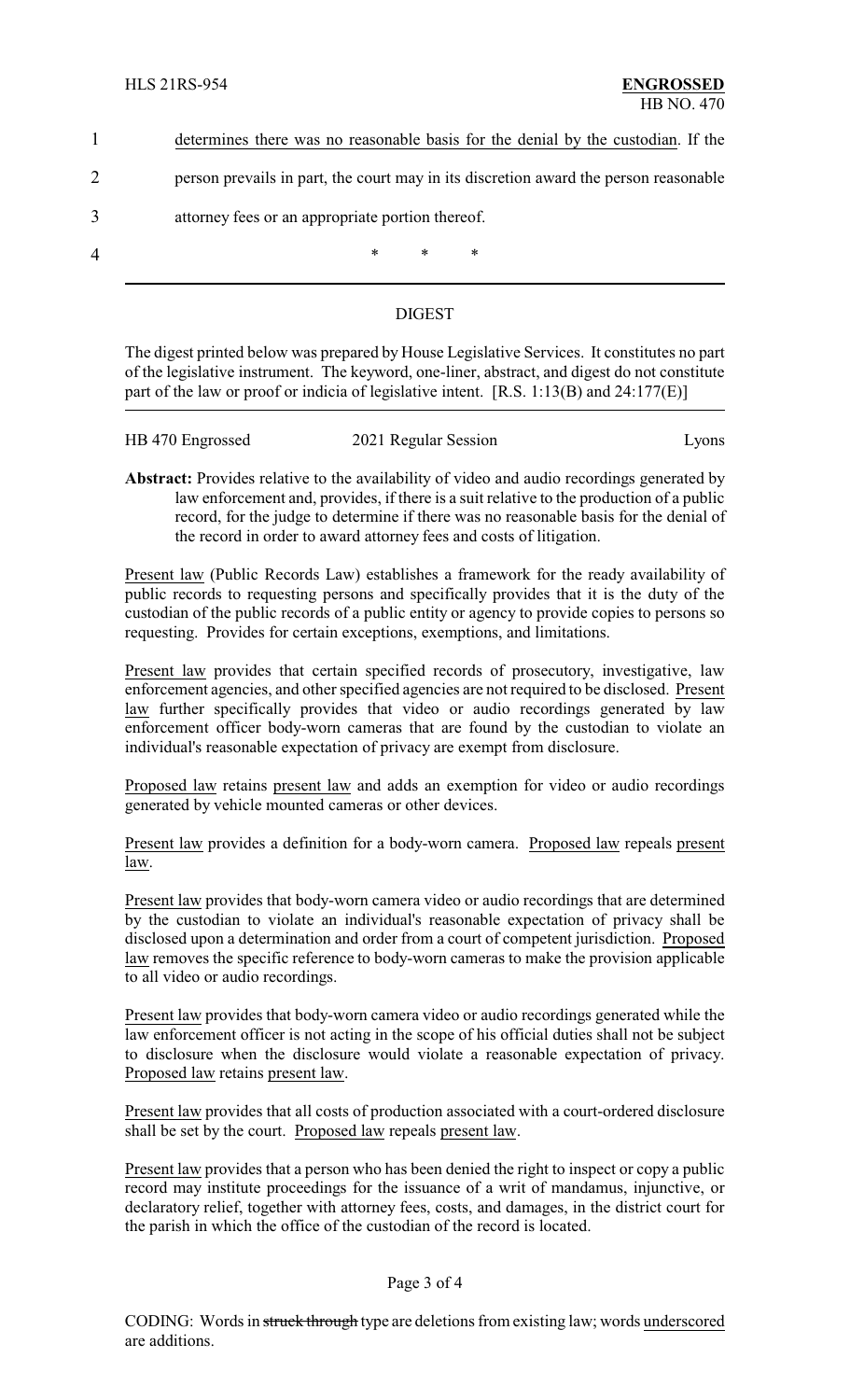determines there was no reasonable basis for the denial by the custodian. If the person prevails in part, the court may in its discretion award the person reasonable attorney fees or an appropriate portion thereof.

\* \* \*

## DIGEST

The digest printed below was prepared by House Legislative Services. It constitutes no part of the legislative instrument. The keyword, one-liner, abstract, and digest do not constitute part of the law or proof or indicia of legislative intent. [R.S. 1:13(B) and 24:177(E)]

HB 470 Engrossed | 2021 Regular Session | Lyons

**Abstract:** Provides relative to the availability of video and audio recordings generated by law enforcement and, provides, if there is a suit relative to the production of a public record, for the judge to determine if there was no reasonable basis for the denial of the record in order to award attorney fees and costs of litigation.

Present law (Public Records Law) establishes a framework for the ready availability of public records to requesting persons and specifically provides that it is the duty of the custodian of the public records of a public entity or agency to provide copies to persons so requesting. Provides for certain exceptions, exemptions, and limitations.

Present law provides that certain specified records of prosecutory, investigative, law enforcement agencies, and other specified agencies are not required to be disclosed. Present law further specifically provides that video or audio recordings generated by law enforcement officer body-worn cameras that are found by the custodian to violate an individual's reasonable expectation of privacy are exempt from disclosure.

Proposed law retains present law and adds an exemption for video or audio recordings generated by vehicle mounted cameras or other devices.

Present law provides a definition for a body-worn camera. Proposed law repeals present law.

Present law provides that body-worn camera video or audio recordings that are determined by the custodian to violate an individual's reasonable expectation of privacy shall be disclosed upon a determination and order from a court of competent jurisdiction. Proposed law removes the specific reference to body-worn cameras to make the provision applicable to all video or audio recordings.

Present law provides that body-worn camera video or audio recordings generated while the law enforcement officer is not acting in the scope of his official duties shall not be subject to disclosure when the disclosure would violate a reasonable expectation of privacy. Proposed law retains present law.

Present law provides that all costs of production associated with a court-ordered disclosure shall be set by the court. Proposed law repeals present law.

Present law provides that a person who has been denied the right to inspect or copy a public record may institute proceedings for the issuance of a writ of mandamus, injunctive, or declaratory relief, together with attorney fees, costs, and damages, in the district court for the parish in which the office of the custodian of the record is located.

CODING: Words in ~~struck through~~ type are deletions from existing law; words underscored are additions.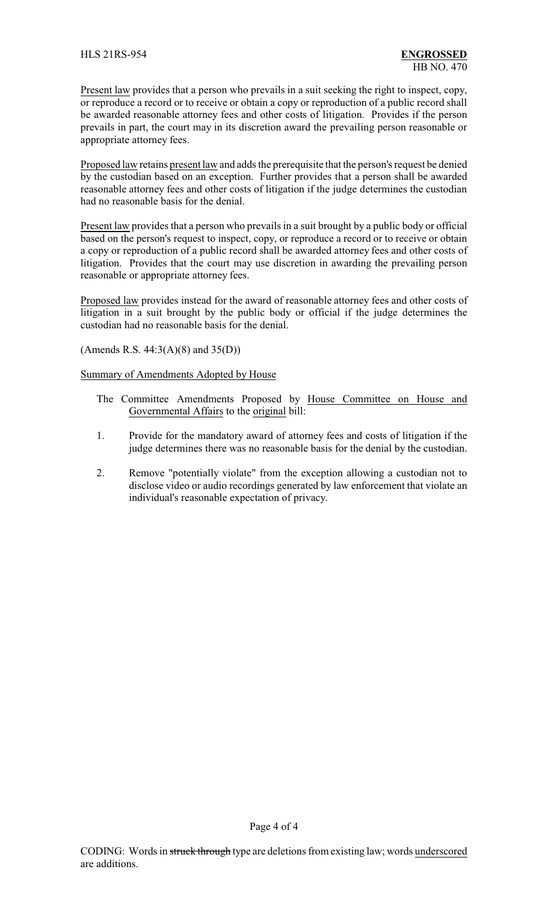Present law provides that a person who prevails in a suit seeking the right to inspect, copy, or reproduce a record or to receive or obtain a copy or reproduction of a public record shall be awarded reasonable attorney fees and other costs of litigation. Provides if the person prevails in part, the court may in its discretion award the prevailing person reasonable or appropriate attorney fees.

Proposed law retains present law and adds the prerequisite that the person's request be denied by the custodian based on an exception. Further provides that a person shall be awarded reasonable attorney fees and other costs of litigation if the judge determines the custodian had no reasonable basis for the denial.

Present law provides that a person who prevails in a suit brought by a public body or official based on the person's request to inspect, copy, or reproduce a record or to receive or obtain a copy or reproduction of a public record shall be awarded attorney fees and other costs of litigation. Provides that the court may use discretion in awarding the prevailing person reasonable or appropriate attorney fees.

Proposed law provides instead for the award of reasonable attorney fees and other costs of litigation in a suit brought by the public body or official if the judge determines the custodian had no reasonable basis for the denial.

(Amends R.S. 44:3(A)(8) and 35(D))

Summary of Amendments Adopted by House

The Committee Amendments Proposed by House Committee on House and Governmental Affairs to the original bill:

1. Provide for the mandatory award of attorney fees and costs of litigation if the judge determines there was no reasonable basis for the denial by the custodian.

2. Remove "potentially violate" from the exception allowing a custodian not to disclose video or audio recordings generated by law enforcement that violate an individual's reasonable expectation of privacy.